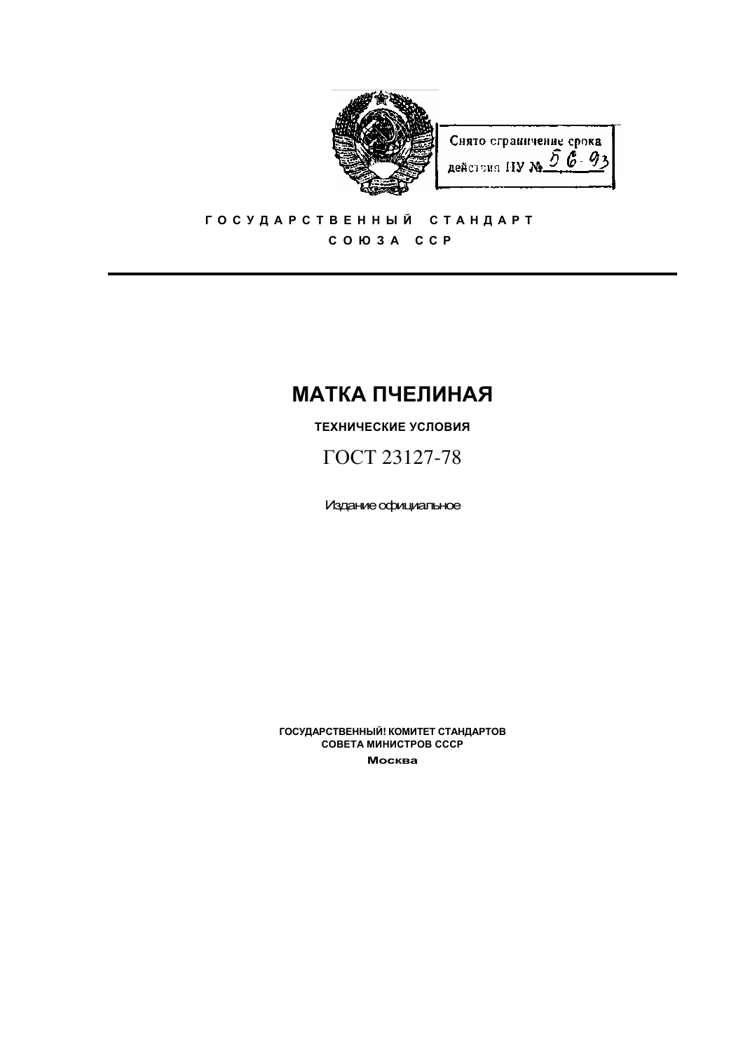Снято ограничение срока действия ПУ № 56-93

ГОСУДАРСТВЕННЫЙ СТАНДАРТ
СОЮЗА ССР

# МАТКА ПЧЕЛИНАЯ

**ТЕХНИЧЕСКИЕ УСЛОВИЯ**

ГОСТ 23127-78

Издание официальное

**ГОСУДАРСТВЕННЫЙ! КОМИТЕТ СТАНДАРТОВ**
**СОВЕТА МИНИСТРОВ СССР**
**Москва**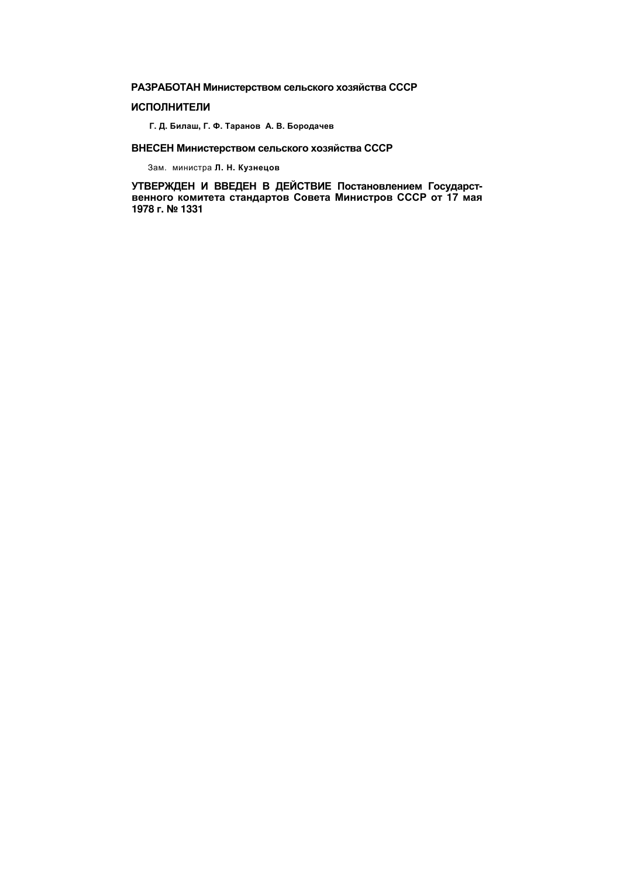**РАЗРАБОТАН Министерством сельского хозяйства СССР**

**ИСПОЛНИТЕЛИ**

**Г. Д. Билаш, Г. Ф. Таранов А. В. Бородачев**

**ВНЕСЕН Министерством сельского хозяйства СССР**

Зам. министра **Л. Н. Кузнецов**

**УТВЕРЖДЕН И ВВЕДЕН В ДЕЙСТВИЕ Постановлением Государственного комитета стандартов Совета Министров СССР от 17 мая 1978 г. № 1331**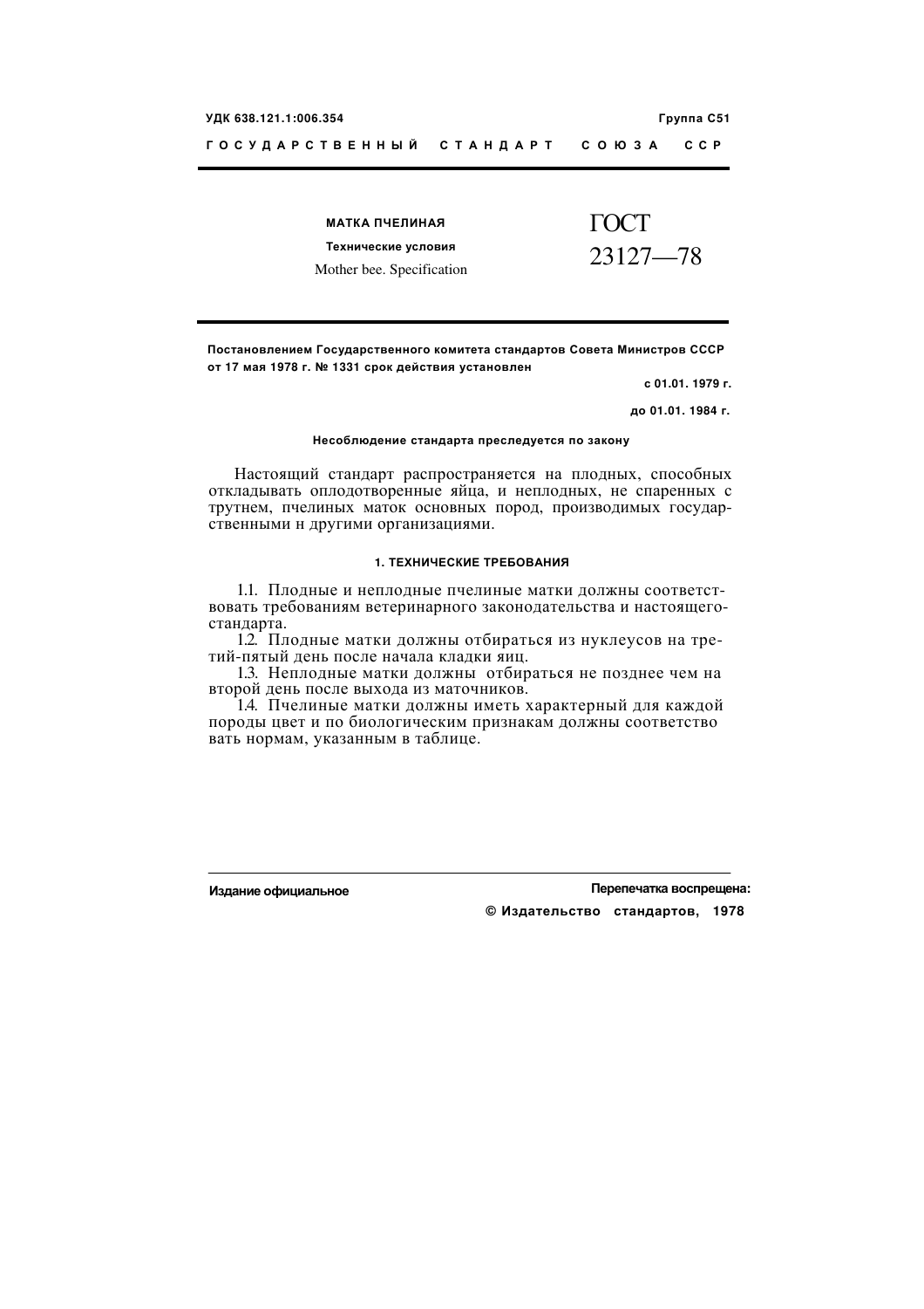УДК 638.121.1:006.354 Группа С51

ГОСУДАРСТВЕННЫЙ СТАНДАРТ СОЮЗА ССР

# МАТКА ПЧЕЛИНАЯ

**Технические условия**

Mother bee. Specification

**ГОСТ 23127—78**

**Постановлением Государственного комитета стандартов Совета Министров СССР от 17 мая 1978 г. № 1331 срок действия установлен**

**с 01.01. 1979 г.**

**до 01.01. 1984 г.**

**Несоблюдение стандарта преследуется по закону**

Настоящий стандарт распространяется на плодных, способных откладывать оплодотворенные яйца, и неплодных, не спаренных с трутнем, пчелиных маток основных пород, производимых государственными н другими организациями.

## 1. ТЕХНИЧЕСКИЕ ТРЕБОВАНИЯ

1.1. Плодные и неплодные пчелиные матки должны соответствовать требованиям ветеринарного законодательства и настоящего-стандарта.

1.2. Плодные матки должны отбираться из нуклеусов на третий-пятый день после начала кладки яиц.

1.3. Неплодные матки должны отбираться не позднее чем на второй день после выхода из маточников.

1.4. Пчелиные матки должны иметь характерный для каждой породы цвет и по биологическим признакам должны соответство вать нормам, указанным в таблице.

**Издание официальное**

**Перепечатка воспрещена:**

**© Издательство стандартов, 1978**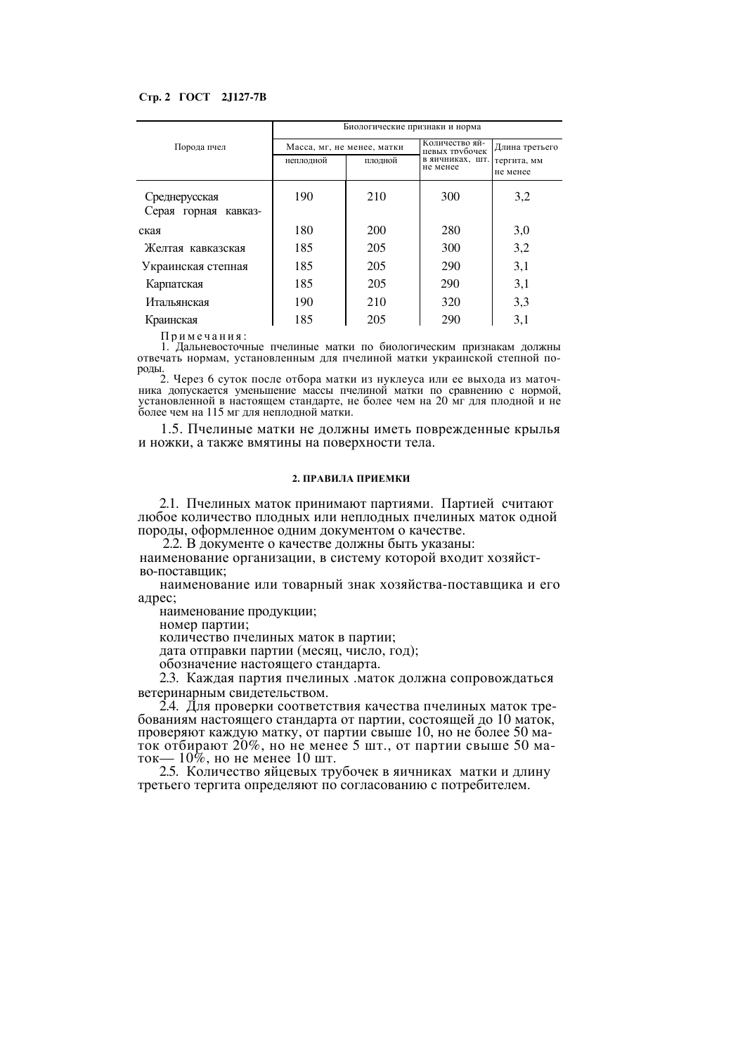| Порода пчел | Биологические признаки и норма | | | |
|---|---|---|---|---|
| | Масса, мг, не менее, матки | | Количество яйцевых трубочек в яичниках, шт. не менее | Длина третьего тергита, мм не менее |
| | неплодной | плодной | | |
| Среднерусская | 190 | 210 | 300 | 3,2 |
| Серая горная кавказская | 180 | 200 | 280 | 3,0 |
| Желтая кавказская | 185 | 205 | 300 | 3,2 |
| Украинская степная | 185 | 205 | 290 | 3,1 |
| Карпатская | 185 | 205 | 290 | 3,1 |
| Итальянская | 190 | 210 | 320 | 3,3 |
| Краинская | 185 | 205 | 290 | 3,1 |

Примечания:

1. Дальневосточные пчелиные матки по биологическим признакам должны отвечать нормам, установленным для пчелиной матки украинской степной породы.
2. Через 6 суток после отбора матки из нуклеуса или ее выхода из маточника допускается уменьшение массы пчелиной матки по сравнению с нормой, установленной в настоящем стандарте, не более чем на 20 мг для плодной и не более чем на 115 мг для неплодной матки.

1.5. Пчелиные матки не должны иметь поврежденные крылья и ножки, а также вмятины на поверхности тела.

## 2. ПРАВИЛА ПРИЕМКИ

2.1. Пчелиных маток принимают партиями. Партией считают любое количество плодных или неплодных пчелиных маток одной породы, оформленное одним документом о качестве.

2.2. В документе о качестве должны быть указаны:

наименование организации, в систему которой входит хозяйство-поставщик;

наименование или товарный знак хозяйства-поставщика и его адрес;

наименование продукции;

номер партии;

количество пчелиных маток в партии;

дата отправки партии (месяц, число, год);

обозначение настоящего стандарта.

2.3. Каждая партия пчелиных .маток должна сопровождаться ветеринарным свидетельством.

2.4. Для проверки соответствия качества пчелиных маток требованиям настоящего стандарта от партии, состоящей до 10 маток, проверяют каждую матку, от партии свыше 10, но не более 50 маток отбирают 20%, но не менее 5 шт., от партии свыше 50 маток— 10%, но не менее 10 шт.

2.5. Количество яйцевых трубочек в яичниках матки и длину третьего тергита определяют по согласованию с потребителем.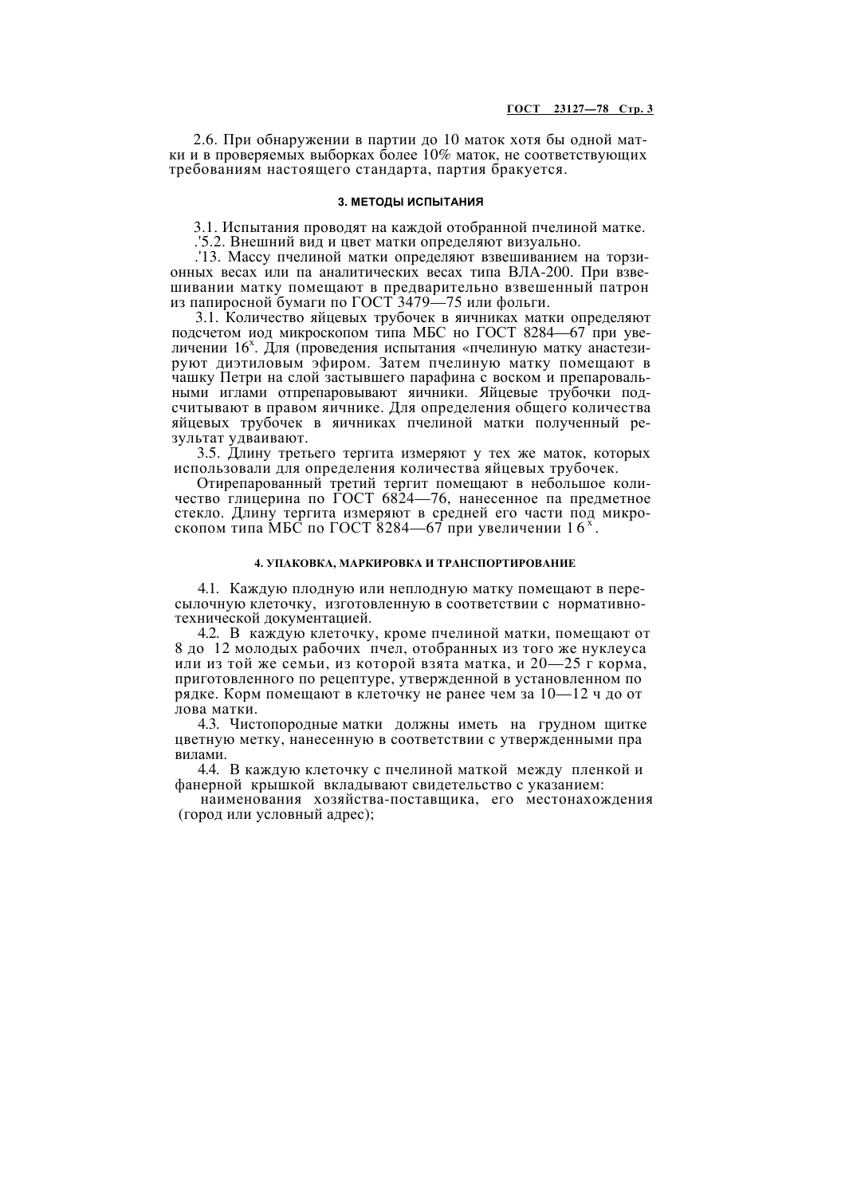2.6. При обнаружении в партии до 10 маток хотя бы одной матки и в проверяемых выборках более 10% маток, не соответствующих требованиям настоящего стандарта, партия бракуется.

## 3. МЕТОДЫ ИСПЫТАНИЯ

3.1. Испытания проводят на каждой отобранной пчелиной матке.

.'5.2. Внешний вид и цвет матки определяют визуально.

.'13. Массу пчелиной матки определяют взвешиванием на торзионных весах или па аналитических весах типа ВЛА-200. При взвешивании матку помещают в предварительно взвешенный патрон из папиросной бумаги по ГОСТ 3479—75 или фольги.

3.1. Количество яйцевых трубочек в яичниках матки определяют подсчетом иод микроскопом типа МБС но ГОСТ 8284—67 при увеличении $16^x$. Для (проведения испытания «пчелиную матку анастезируют диэтиловым эфиром. Затем пчелиную матку помещают в чашку Петри на слой застывшего парафина с воском и препаровальными иглами отпрепаровывают яичники. Яйцевые трубочки подсчитывают в правом яичнике. Для определения общего количества яйцевых трубочек в яичниках пчелиной матки полученный результат удваивают.

3.5. Длину третьего тергита измеряют у тех же маток, которых использовали для определения количества яйцевых трубочек.

Отирепарованный третий тергит помещают в небольшое количество глицерина по ГОСТ 6824—76, нанесенное па предметное стекло. Длину тергита измеряют в средней его части под микроскопом типа МБС по ГОСТ 8284—67 при увеличении $16^x$.

## 4. УПАКОВКА, МАРКИРОВКА И ТРАНСПОРТИРОВАНИЕ

4.1. Каждую плодную или неплодную матку помещают в пересылочную клеточку, изготовленную в соответствии с нормативно-технической документацией.

4.2. В каждую клеточку, кроме пчелиной матки, помещают от 8 до 12 молодых рабочих пчел, отобранных из того же нуклеуса или из той же семьи, из которой взята матка, и 20—25 г корма, приготовленного по рецептуре, утвержденной в установленном порядке. Корм помещают в клеточку не ранее чем за 10—12 ч до отлова матки.

4.3. Чистопородные матки должны иметь на грудном щитке цветную метку, нанесенную в соответствии с утвержденными правилами.

4.4. В каждую клеточку с пчелиной маткой между пленкой и фанерной крышкой вкладывают свидетельство с указанием:

наименования хозяйства-поставщика, его местонахождения (город или условный адрес);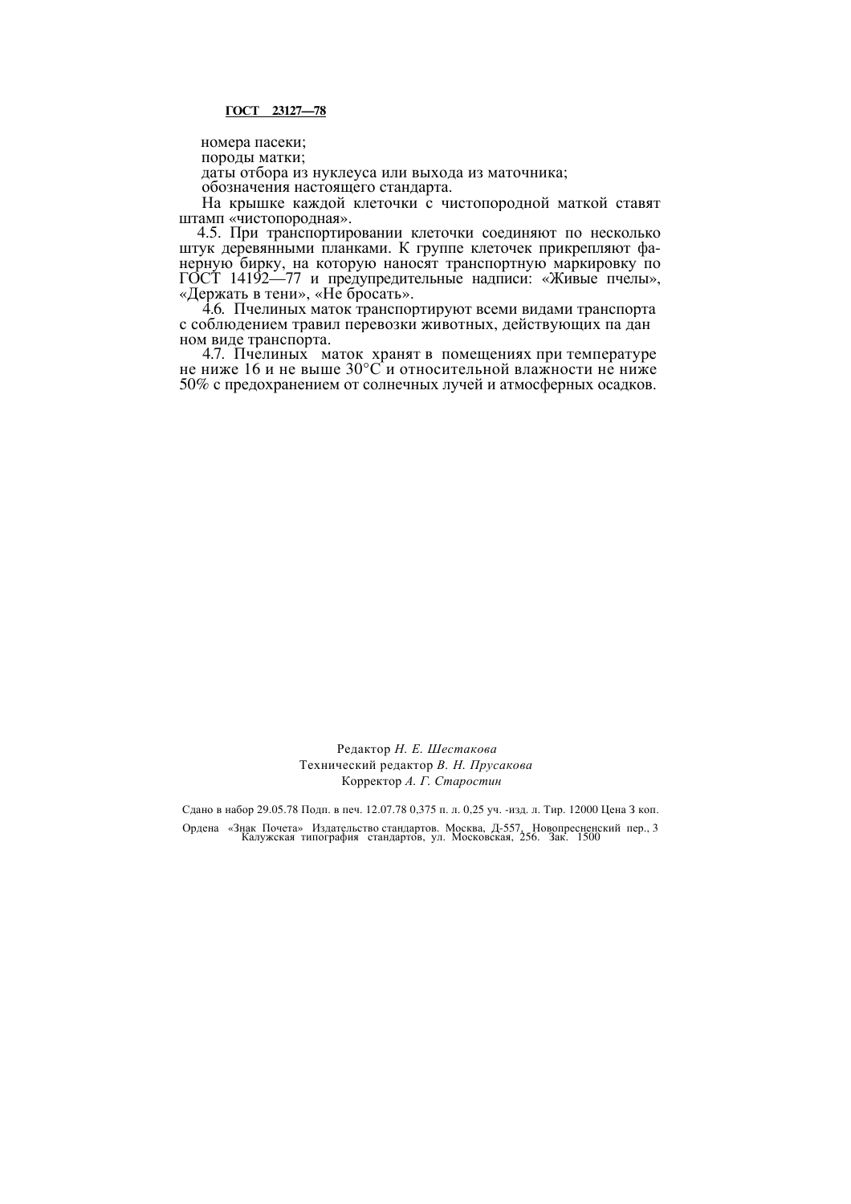номера пасеки;

породы матки;

даты отбора из нуклеуса или выхода из маточника;

обозначения настоящего стандарта.

На крышке каждой клеточки с чистопородной маткой ставят штамп «чистопородная».

4.5. При транспортировании клеточки соединяют по несколько штук деревянными планками. К группе клеточек прикрепляют фанерную бирку, на которую наносят транспортную маркировку по ГОСТ 14192—77 и предупредительные надписи: «Живые пчелы», «Держать в тени», «Не бросать».

4.6. Пчелиных маток транспортируют всеми видами транспорта с соблюдением травил перевозки животных, действующих па дан ном виде транспорта.

4.7. Пчелиных маток хранят в помещениях при температуре не ниже 16 и не выше 30°С и относительной влажности не ниже 50% с предохранением от солнечных лучей и атмосферных осадков.

Редактор *Н. Е. Шестакова*
Технический редактор *В. Н. Прусакова*
Корректор *А. Г. Старостин*

Сдано в набор 29.05.78 Подп. в печ. 12.07.78 0,375 п. л. 0,25 уч. -изд. л. Тир. 12000 Цена 3 коп.

Ордена «Знак Почета» Издательство стандартов. Москва, Д-557, Новопресненский пер., 3
Калужская типография стандартов, ул. Московская, 256. Зак. 1500